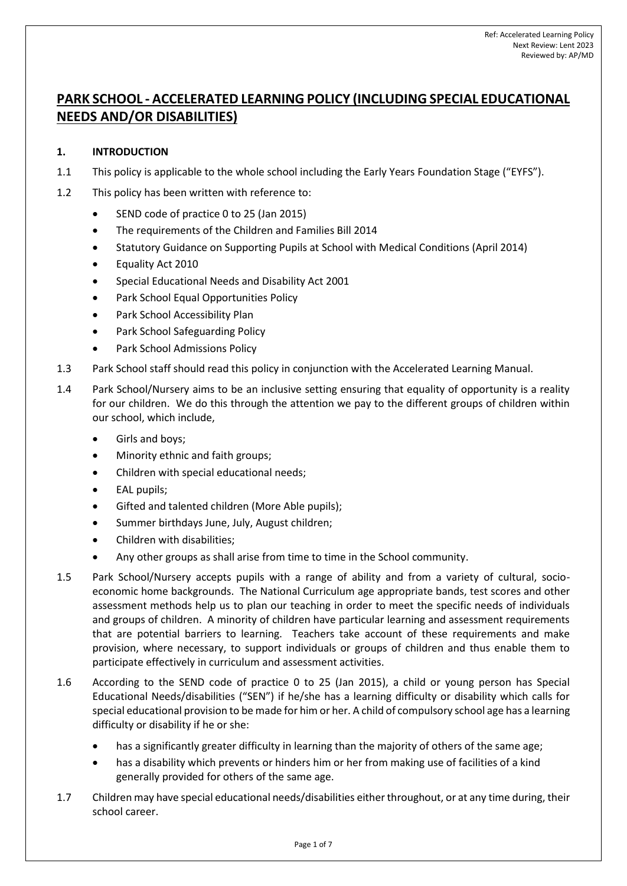# PARK SCHOOL - ACCELERATED LEARNING POLICY (INCLUDING SPECIAL EDUCATIONAL NEEDS AND/OR DISABILITIES)

## 1. INTRODUCTION

1.1 This policy is applicable to the whole school including the Early Years Foundation Stage ("EYFS").

1.2 This policy has been written with reference to:

- SEND code of practice 0 to 25 (Jan 2015)
- The requirements of the Children and Families Bill 2014
- Statutory Guidance on Supporting Pupils at School with Medical Conditions (April 2014)
- Equality Act 2010
- Special Educational Needs and Disability Act 2001
- Park School Equal Opportunities Policy
- Park School Accessibility Plan
- Park School Safeguarding Policy
- Park School Admissions Policy

1.3 Park School staff should read this policy in conjunction with the Accelerated Learning Manual.

1.4 Park School/Nursery aims to be an inclusive setting ensuring that equality of opportunity is a reality for our children. We do this through the attention we pay to the different groups of children within our school, which include,

- Girls and boys;
- Minority ethnic and faith groups;
- Children with special educational needs;
- EAL pupils;
- Gifted and talented children (More Able pupils);
- Summer birthdays June, July, August children;
- Children with disabilities;
- Any other groups as shall arise from time to time in the School community.

1.5 Park School/Nursery accepts pupils with a range of ability and from a variety of cultural, socio-economic home backgrounds. The National Curriculum age appropriate bands, test scores and other assessment methods help us to plan our teaching in order to meet the specific needs of individuals and groups of children. A minority of children have particular learning and assessment requirements that are potential barriers to learning. Teachers take account of these requirements and make provision, where necessary, to support individuals or groups of children and thus enable them to participate effectively in curriculum and assessment activities.

1.6 According to the SEND code of practice 0 to 25 (Jan 2015), a child or young person has Special Educational Needs/disabilities ("SEN") if he/she has a learning difficulty or disability which calls for special educational provision to be made for him or her. A child of compulsory school age has a learning difficulty or disability if he or she:

- has a significantly greater difficulty in learning than the majority of others of the same age;
- has a disability which prevents or hinders him or her from making use of facilities of a kind generally provided for others of the same age.

1.7 Children may have special educational needs/disabilities either throughout, or at any time during, their school career.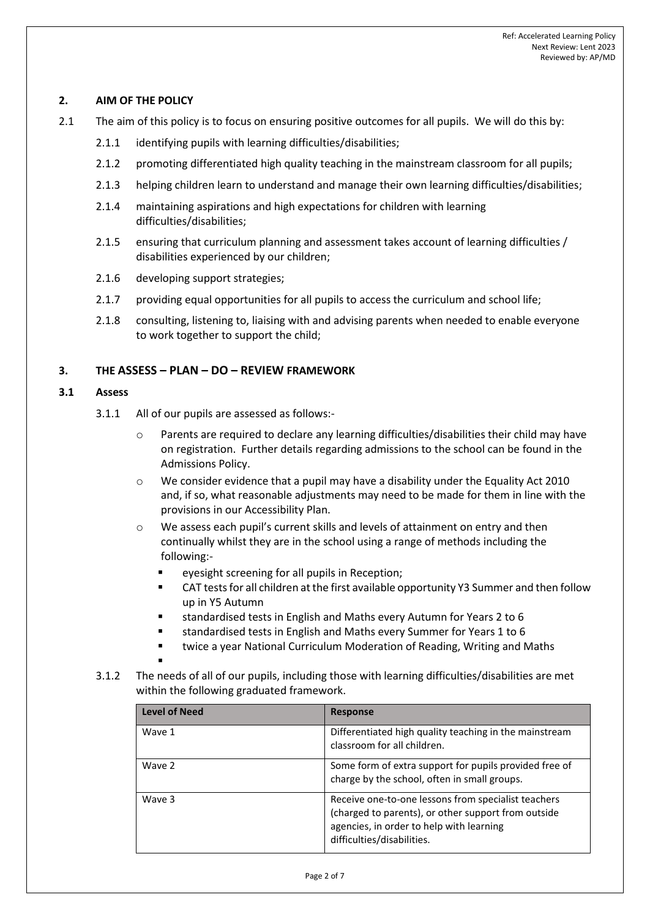## 2. AIM OF THE POLICY

2.1 The aim of this policy is to focus on ensuring positive outcomes for all pupils. We will do this by:

- 2.1.1 identifying pupils with learning difficulties/disabilities;
- 2.1.2 promoting differentiated high quality teaching in the mainstream classroom for all pupils;
- 2.1.3 helping children learn to understand and manage their own learning difficulties/disabilities;
- 2.1.4 maintaining aspirations and high expectations for children with learning difficulties/disabilities;
- 2.1.5 ensuring that curriculum planning and assessment takes account of learning difficulties / disabilities experienced by our children;
- 2.1.6 developing support strategies;
- 2.1.7 providing equal opportunities for all pupils to access the curriculum and school life;
- 2.1.8 consulting, listening to, liaising with and advising parents when needed to enable everyone to work together to support the child;

## 3. THE ASSESS – PLAN – DO – REVIEW FRAMEWORK

### 3.1 Assess

3.1.1 All of our pupils are assessed as follows:-

- Parents are required to declare any learning difficulties/disabilities their child may have on registration. Further details regarding admissions to the school can be found in the Admissions Policy.
- We consider evidence that a pupil may have a disability under the Equality Act 2010 and, if so, what reasonable adjustments may need to be made for them in line with the provisions in our Accessibility Plan.
- We assess each pupil's current skills and levels of attainment on entry and then continually whilst they are in the school using a range of methods including the following:-
  - eyesight screening for all pupils in Reception;
  - CAT tests for all children at the first available opportunity Y3 Summer and then follow up in Y5 Autumn
  - standardised tests in English and Maths every Autumn for Years 2 to 6
  - standardised tests in English and Maths every Summer for Years 1 to 6
  - twice a year National Curriculum Moderation of Reading, Writing and Maths

3.1.2 The needs of all of our pupils, including those with learning difficulties/disabilities are met within the following graduated framework.

| Level of Need | Response |
|---|---|
| Wave 1 | Differentiated high quality teaching in the mainstream classroom for all children. |
| Wave 2 | Some form of extra support for pupils provided free of charge by the school, often in small groups. |
| Wave 3 | Receive one-to-one lessons from specialist teachers (charged to parents), or other support from outside agencies, in order to help with learning difficulties/disabilities. |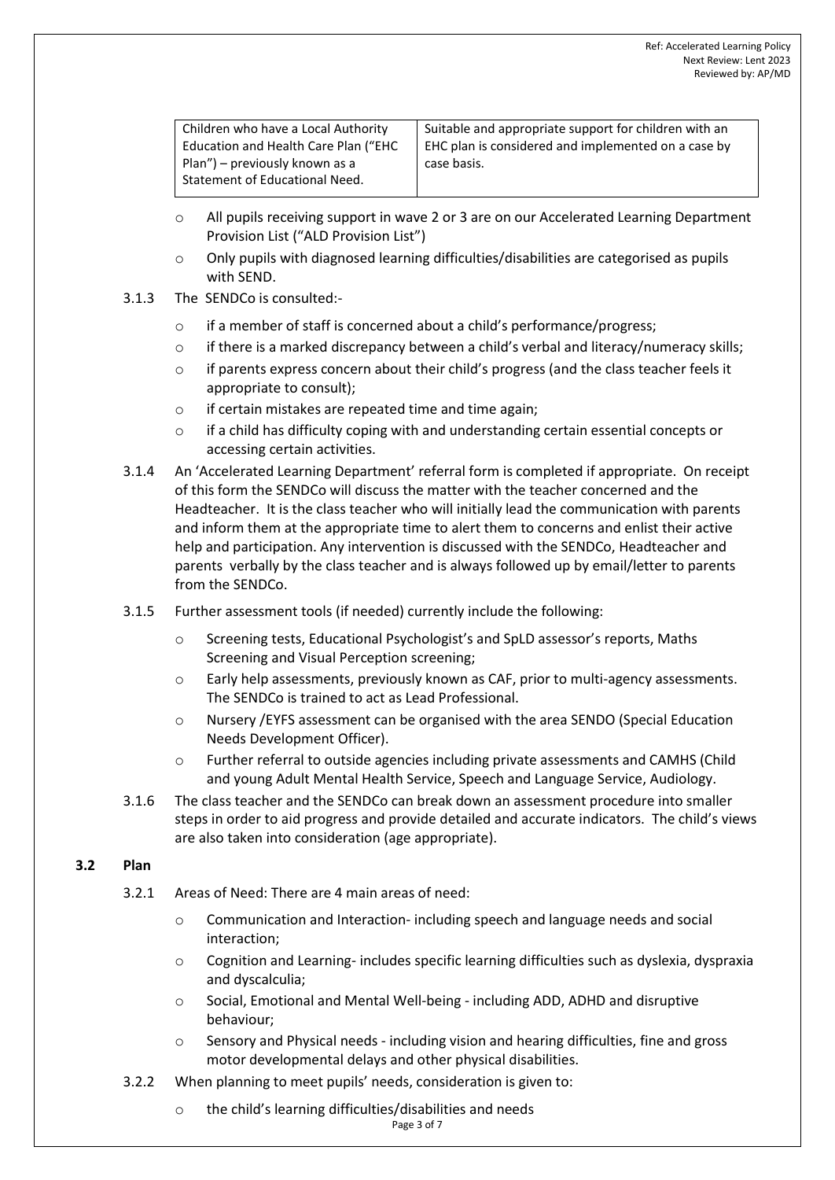| Children who have a Local Authority Education and Health Care Plan ("EHC Plan") – previously known as a Statement of Educational Need. | Suitable and appropriate support for children with an EHC plan is considered and implemented on a case by case basis. |
|---|---|

- All pupils receiving support in wave 2 or 3 are on our Accelerated Learning Department Provision List ("ALD Provision List")
- Only pupils with diagnosed learning difficulties/disabilities are categorised as pupils with SEND.

3.1.3 The SENDCo is consulted:-

- if a member of staff is concerned about a child's performance/progress;
- if there is a marked discrepancy between a child's verbal and literacy/numeracy skills;
- if parents express concern about their child's progress (and the class teacher feels it appropriate to consult);
- if certain mistakes are repeated time and time again;
- if a child has difficulty coping with and understanding certain essential concepts or accessing certain activities.

3.1.4 An 'Accelerated Learning Department' referral form is completed if appropriate. On receipt of this form the SENDCo will discuss the matter with the teacher concerned and the Headteacher. It is the class teacher who will initially lead the communication with parents and inform them at the appropriate time to alert them to concerns and enlist their active help and participation. Any intervention is discussed with the SENDCo, Headteacher and parents verbally by the class teacher and is always followed up by email/letter to parents from the SENDCo.

3.1.5 Further assessment tools (if needed) currently include the following:

- Screening tests, Educational Psychologist's and SpLD assessor's reports, Maths Screening and Visual Perception screening;
- Early help assessments, previously known as CAF, prior to multi-agency assessments. The SENDCo is trained to act as Lead Professional.
- Nursery /EYFS assessment can be organised with the area SENDO (Special Education Needs Development Officer).
- Further referral to outside agencies including private assessments and CAMHS (Child and young Adult Mental Health Service, Speech and Language Service, Audiology.

3.1.6 The class teacher and the SENDCo can break down an assessment procedure into smaller steps in order to aid progress and provide detailed and accurate indicators. The child's views are also taken into consideration (age appropriate).

### 3.2 Plan

3.2.1 Areas of Need: There are 4 main areas of need:

- Communication and Interaction- including speech and language needs and social interaction;
- Cognition and Learning- includes specific learning difficulties such as dyslexia, dyspraxia and dyscalculia;
- Social, Emotional and Mental Well-being - including ADD, ADHD and disruptive behaviour;
- Sensory and Physical needs - including vision and hearing difficulties, fine and gross motor developmental delays and other physical disabilities.

3.2.2 When planning to meet pupils' needs, consideration is given to:

- the child's learning difficulties/disabilities and needs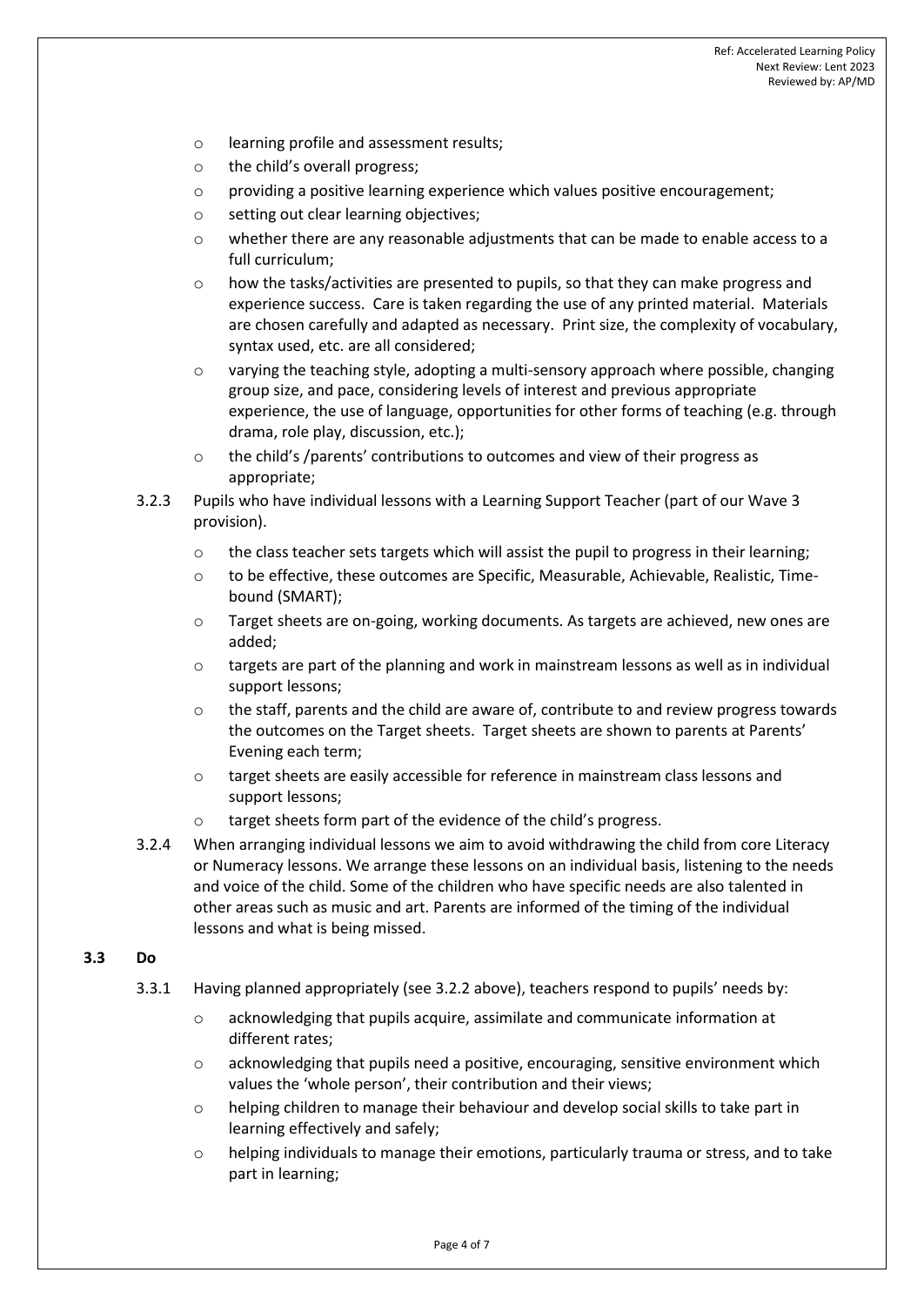- learning profile and assessment results;
- the child's overall progress;
- providing a positive learning experience which values positive encouragement;
- setting out clear learning objectives;
- whether there are any reasonable adjustments that can be made to enable access to a full curriculum;
- how the tasks/activities are presented to pupils, so that they can make progress and experience success. Care is taken regarding the use of any printed material. Materials are chosen carefully and adapted as necessary. Print size, the complexity of vocabulary, syntax used, etc. are all considered;
- varying the teaching style, adopting a multi-sensory approach where possible, changing group size, and pace, considering levels of interest and previous appropriate experience, the use of language, opportunities for other forms of teaching (e.g. through drama, role play, discussion, etc.);
- the child's /parents' contributions to outcomes and view of their progress as appropriate;

3.2.3 Pupils who have individual lessons with a Learning Support Teacher (part of our Wave 3 provision).

- the class teacher sets targets which will assist the pupil to progress in their learning;
- to be effective, these outcomes are Specific, Measurable, Achievable, Realistic, Time-bound (SMART);
- Target sheets are on-going, working documents. As targets are achieved, new ones are added;
- targets are part of the planning and work in mainstream lessons as well as in individual support lessons;
- the staff, parents and the child are aware of, contribute to and review progress towards the outcomes on the Target sheets. Target sheets are shown to parents at Parents' Evening each term;
- target sheets are easily accessible for reference in mainstream class lessons and support lessons;
- target sheets form part of the evidence of the child's progress.

3.2.4 When arranging individual lessons we aim to avoid withdrawing the child from core Literacy or Numeracy lessons. We arrange these lessons on an individual basis, listening to the needs and voice of the child. Some of the children who have specific needs are also talented in other areas such as music and art. Parents are informed of the timing of the individual lessons and what is being missed.

## 3.3 Do

3.3.1 Having planned appropriately (see 3.2.2 above), teachers respond to pupils' needs by:

- acknowledging that pupils acquire, assimilate and communicate information at different rates;
- acknowledging that pupils need a positive, encouraging, sensitive environment which values the 'whole person', their contribution and their views;
- helping children to manage their behaviour and develop social skills to take part in learning effectively and safely;
- helping individuals to manage their emotions, particularly trauma or stress, and to take part in learning;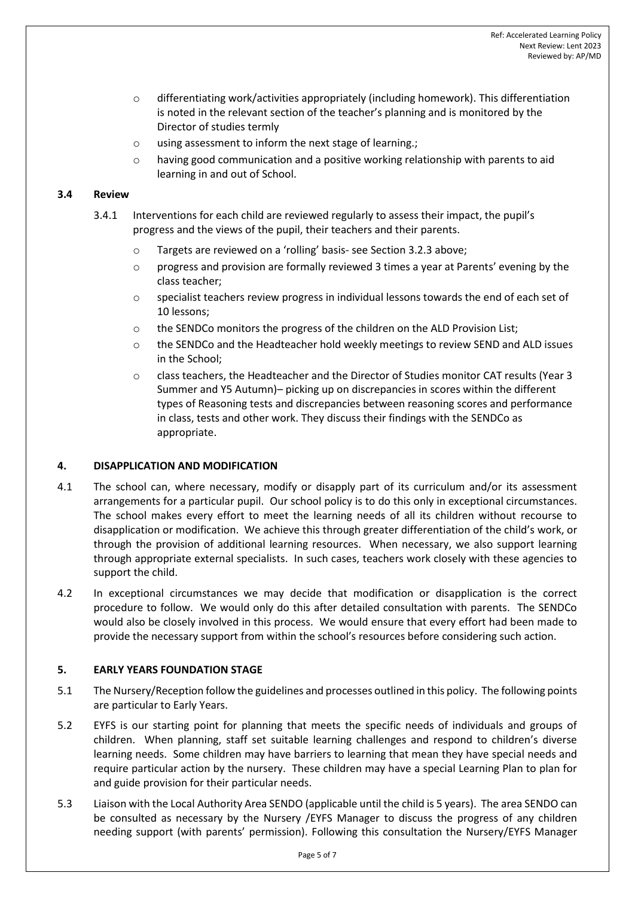- differentiating work/activities appropriately (including homework). This differentiation is noted in the relevant section of the teacher's planning and is monitored by the Director of studies termly
- using assessment to inform the next stage of learning.;
- having good communication and a positive working relationship with parents to aid learning in and out of School.

### 3.4 Review

3.4.1 Interventions for each child are reviewed regularly to assess their impact, the pupil's progress and the views of the pupil, their teachers and their parents.

- Targets are reviewed on a 'rolling' basis- see Section 3.2.3 above;
- progress and provision are formally reviewed 3 times a year at Parents' evening by the class teacher;
- specialist teachers review progress in individual lessons towards the end of each set of 10 lessons;
- the SENDCo monitors the progress of the children on the ALD Provision List;
- the SENDCo and the Headteacher hold weekly meetings to review SEND and ALD issues in the School;
- class teachers, the Headteacher and the Director of Studies monitor CAT results (Year 3 Summer and Y5 Autumn)– picking up on discrepancies in scores within the different types of Reasoning tests and discrepancies between reasoning scores and performance in class, tests and other work. They discuss their findings with the SENDCo as appropriate.

## 4. DISAPPLICATION AND MODIFICATION

4.1 The school can, where necessary, modify or disapply part of its curriculum and/or its assessment arrangements for a particular pupil. Our school policy is to do this only in exceptional circumstances. The school makes every effort to meet the learning needs of all its children without recourse to disapplication or modification. We achieve this through greater differentiation of the child's work, or through the provision of additional learning resources. When necessary, we also support learning through appropriate external specialists. In such cases, teachers work closely with these agencies to support the child.

4.2 In exceptional circumstances we may decide that modification or disapplication is the correct procedure to follow. We would only do this after detailed consultation with parents. The SENDCo would also be closely involved in this process. We would ensure that every effort had been made to provide the necessary support from within the school's resources before considering such action.

## 5. EARLY YEARS FOUNDATION STAGE

5.1 The Nursery/Reception follow the guidelines and processes outlined in this policy. The following points are particular to Early Years.

5.2 EYFS is our starting point for planning that meets the specific needs of individuals and groups of children. When planning, staff set suitable learning challenges and respond to children's diverse learning needs. Some children may have barriers to learning that mean they have special needs and require particular action by the nursery. These children may have a special Learning Plan to plan for and guide provision for their particular needs.

5.3 Liaison with the Local Authority Area SENDO (applicable until the child is 5 years). The area SENDO can be consulted as necessary by the Nursery /EYFS Manager to discuss the progress of any children needing support (with parents' permission). Following this consultation the Nursery/EYFS Manager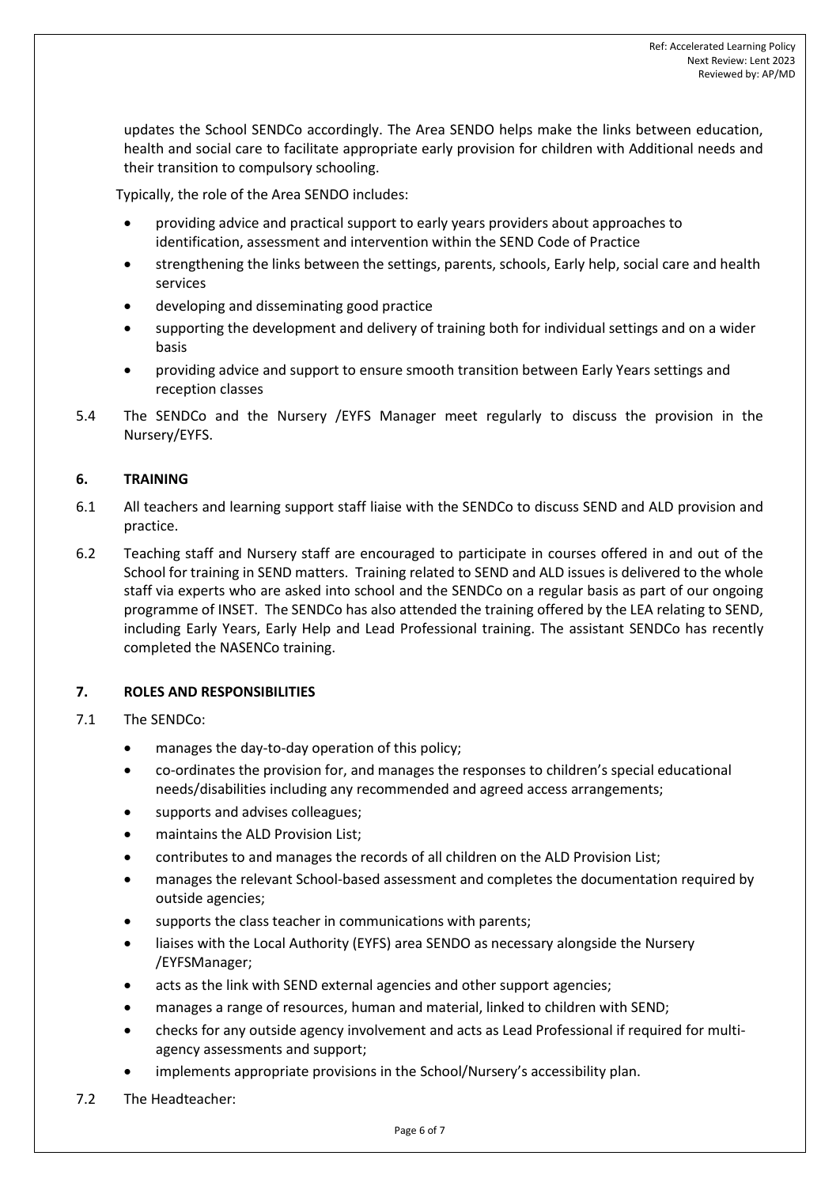updates the School SENDCo accordingly. The Area SENDO helps make the links between education, health and social care to facilitate appropriate early provision for children with Additional needs and their transition to compulsory schooling.

Typically, the role of the Area SENDO includes:

- providing advice and practical support to early years providers about approaches to identification, assessment and intervention within the SEND Code of Practice
- strengthening the links between the settings, parents, schools, Early help, social care and health services
- developing and disseminating good practice
- supporting the development and delivery of training both for individual settings and on a wider basis
- providing advice and support to ensure smooth transition between Early Years settings and reception classes

5.4 The SENDCo and the Nursery /EYFS Manager meet regularly to discuss the provision in the Nursery/EYFS.

## 6. TRAINING

6.1 All teachers and learning support staff liaise with the SENDCo to discuss SEND and ALD provision and practice.

6.2 Teaching staff and Nursery staff are encouraged to participate in courses offered in and out of the School for training in SEND matters. Training related to SEND and ALD issues is delivered to the whole staff via experts who are asked into school and the SENDCo on a regular basis as part of our ongoing programme of INSET. The SENDCo has also attended the training offered by the LEA relating to SEND, including Early Years, Early Help and Lead Professional training. The assistant SENDCo has recently completed the NASENCo training.

## 7. ROLES AND RESPONSIBILITIES

7.1 The SENDCo:

- manages the day-to-day operation of this policy;
- co-ordinates the provision for, and manages the responses to children's special educational needs/disabilities including any recommended and agreed access arrangements;
- supports and advises colleagues;
- maintains the ALD Provision List;
- contributes to and manages the records of all children on the ALD Provision List;
- manages the relevant School-based assessment and completes the documentation required by outside agencies;
- supports the class teacher in communications with parents;
- liaises with the Local Authority (EYFS) area SENDO as necessary alongside the Nursery /EYFSManager;
- acts as the link with SEND external agencies and other support agencies;
- manages a range of resources, human and material, linked to children with SEND;
- checks for any outside agency involvement and acts as Lead Professional if required for multi-agency assessments and support;
- implements appropriate provisions in the School/Nursery's accessibility plan.

7.2 The Headteacher: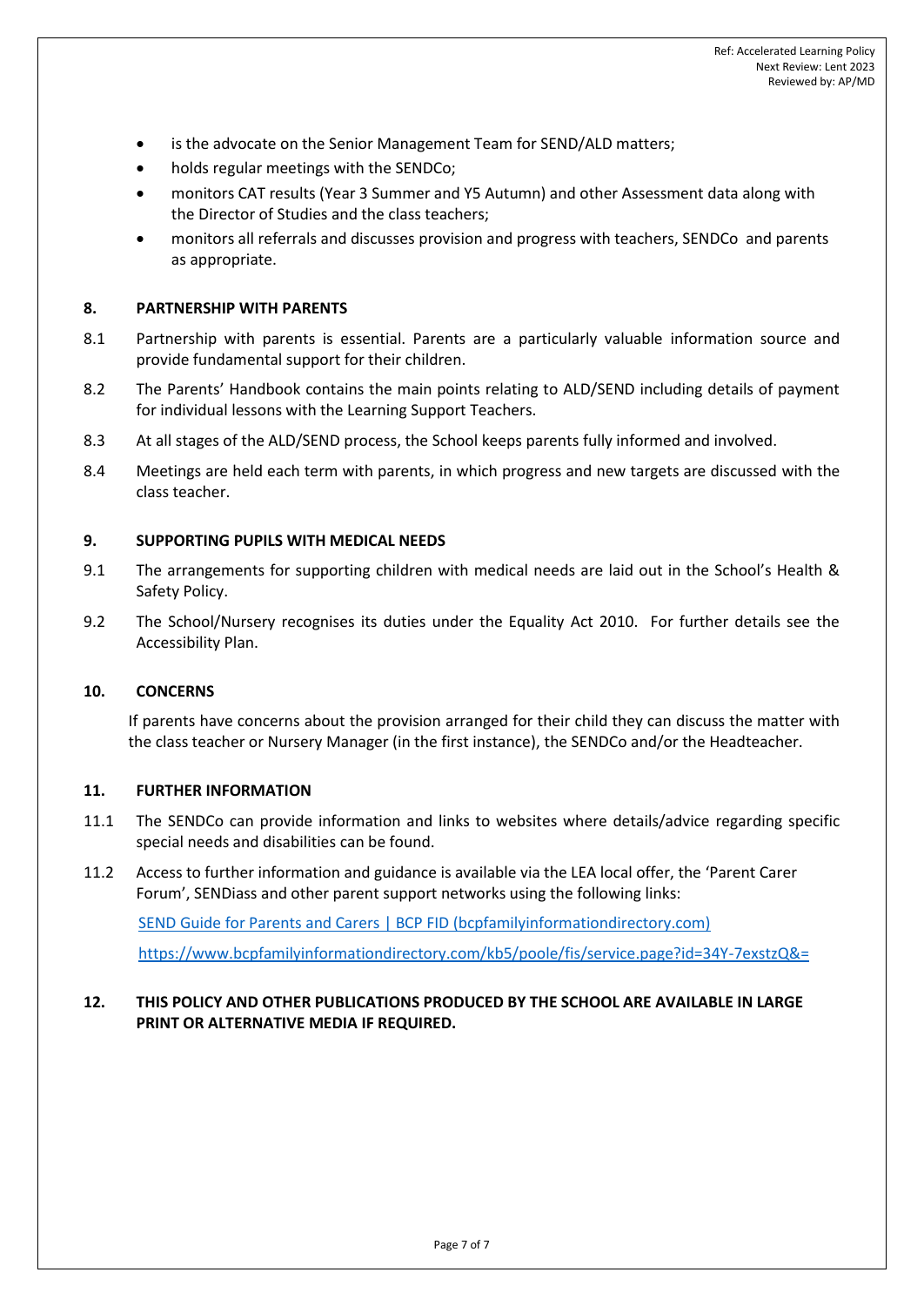- is the advocate on the Senior Management Team for SEND/ALD matters;
- holds regular meetings with the SENDCo;
- monitors CAT results (Year 3 Summer and Y5 Autumn) and other Assessment data along with the Director of Studies and the class teachers;
- monitors all referrals and discusses provision and progress with teachers, SENDCo and parents as appropriate.

## 8. PARTNERSHIP WITH PARENTS

8.1 Partnership with parents is essential. Parents are a particularly valuable information source and provide fundamental support for their children.

8.2 The Parents' Handbook contains the main points relating to ALD/SEND including details of payment for individual lessons with the Learning Support Teachers.

8.3 At all stages of the ALD/SEND process, the School keeps parents fully informed and involved.

8.4 Meetings are held each term with parents, in which progress and new targets are discussed with the class teacher.

## 9. SUPPORTING PUPILS WITH MEDICAL NEEDS

9.1 The arrangements for supporting children with medical needs are laid out in the School's Health & Safety Policy.

9.2 The School/Nursery recognises its duties under the Equality Act 2010. For further details see the Accessibility Plan.

## 10. CONCERNS

If parents have concerns about the provision arranged for their child they can discuss the matter with the class teacher or Nursery Manager (in the first instance), the SENDCo and/or the Headteacher.

## 11. FURTHER INFORMATION

11.1 The SENDCo can provide information and links to websites where details/advice regarding specific special needs and disabilities can be found.

11.2 Access to further information and guidance is available via the LEA local offer, the 'Parent Carer Forum', SENDiass and other parent support networks using the following links:

SEND Guide for Parents and Carers | BCP FID (bcpfamilyinformationdirectory.com)

https://www.bcpfamilyinformationdirectory.com/kb5/poole/fis/service.page?id=34Y-7exstzQ&=

## 12. THIS POLICY AND OTHER PUBLICATIONS PRODUCED BY THE SCHOOL ARE AVAILABLE IN LARGE PRINT OR ALTERNATIVE MEDIA IF REQUIRED.